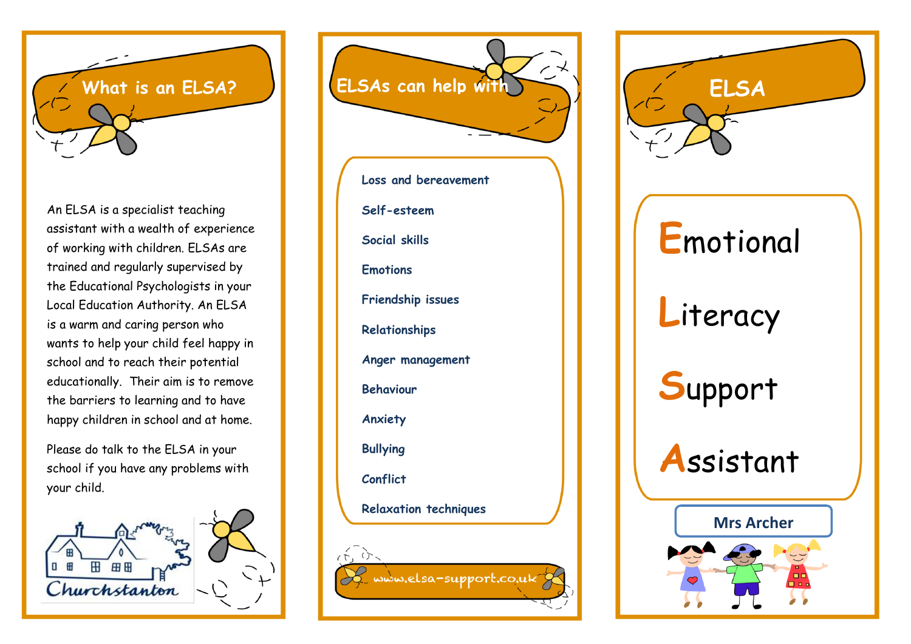## What is an ELSA?

An ELSA is a specialist teaching assistant with a wealth of experience of working with children. ELSAs are trained and regularly supervised by the Educational Psychologists in your Local Education Authority. An ELSA is a warm and caring person who wants to help your child feel happy in school and to reach their potential educationally. Their aim is to remove the barriers to learning and to have happy children in school and at home.

Please do talk to the ELSA in your school if you have any problems with your child.

Churchstanton

## ELSAs can help with

- Loss and bereavement
- Self-esteem
- Social skills
- Emotions
- Friendship issues
- Relationships
- Anger management
- Behaviour
- Anxiety
- Bullying
- Conflict
- Relaxation techniques

www.elsa-support.co.uk

## ELSA

**E**motional

**L**iteracy

**S**upport

**A**ssistant

Mrs Archer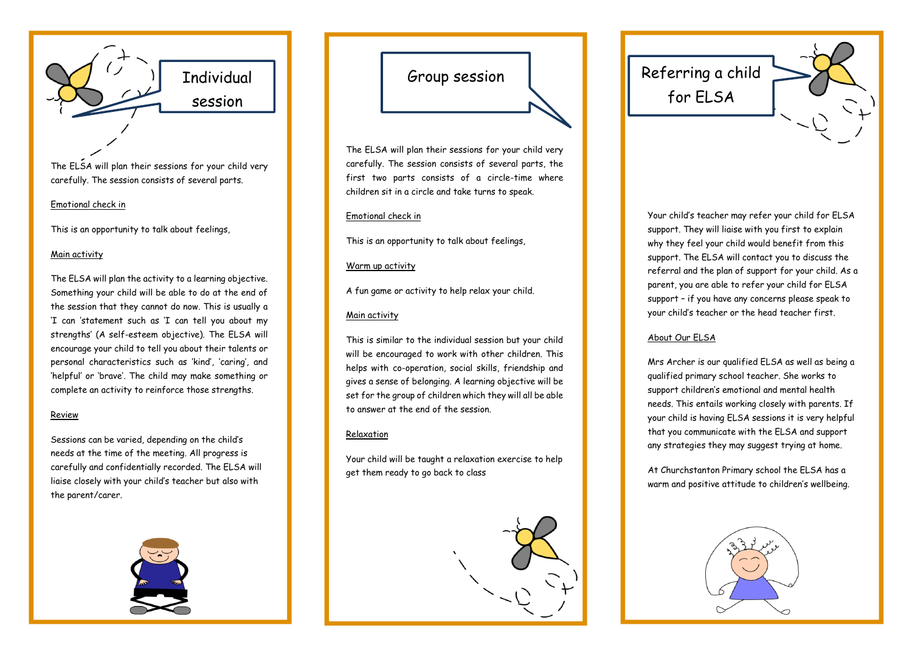## Individual session

The ELSA will plan their sessions for your child very carefully. The session consists of several parts.

Emotional check in

This is an opportunity to talk about feelings,

Main activity

The ELSA will plan the activity to a learning objective. Something your child will be able to do at the end of the session that they cannot do now. This is usually a 'I can 'statement such as 'I can tell you about my strengths' (A self-esteem objective). The ELSA will encourage your child to tell you about their talents or personal characteristics such as 'kind', 'caring', and 'helpful' or 'brave'. The child may make something or complete an activity to reinforce those strengths.

Review

Sessions can be varied, depending on the child's needs at the time of the meeting. All progress is carefully and confidentially recorded. The ELSA will liaise closely with your child's teacher but also with the parent/carer.

## Group session

The ELSA will plan their sessions for your child very carefully. The session consists of several parts, the first two parts consists of a circle-time where children sit in a circle and take turns to speak.

Emotional check in

This is an opportunity to talk about feelings,

Warm up activity

A fun game or activity to help relax your child.

Main activity

This is similar to the individual session but your child will be encouraged to work with other children. This helps with co-operation, social skills, friendship and gives a sense of belonging. A learning objective will be set for the group of children which they will all be able to answer at the end of the session.

Relaxation

Your child will be taught a relaxation exercise to help get them ready to go back to class

## Referring a child for ELSA

Your child's teacher may refer your child for ELSA support. They will liaise with you first to explain why they feel your child would benefit from this support. The ELSA will contact you to discuss the referral and the plan of support for your child. As a parent, you are able to refer your child for ELSA support – if you have any concerns please speak to your child's teacher or the head teacher first.

About Our ELSA

Mrs Archer is our qualified ELSA as well as being a qualified primary school teacher. She works to support children's emotional and mental health needs. This entails working closely with parents. If your child is having ELSA sessions it is very helpful that you communicate with the ELSA and support any strategies they may suggest trying at home.

At Churchstanton Primary school the ELSA has a warm and positive attitude to children's wellbeing.